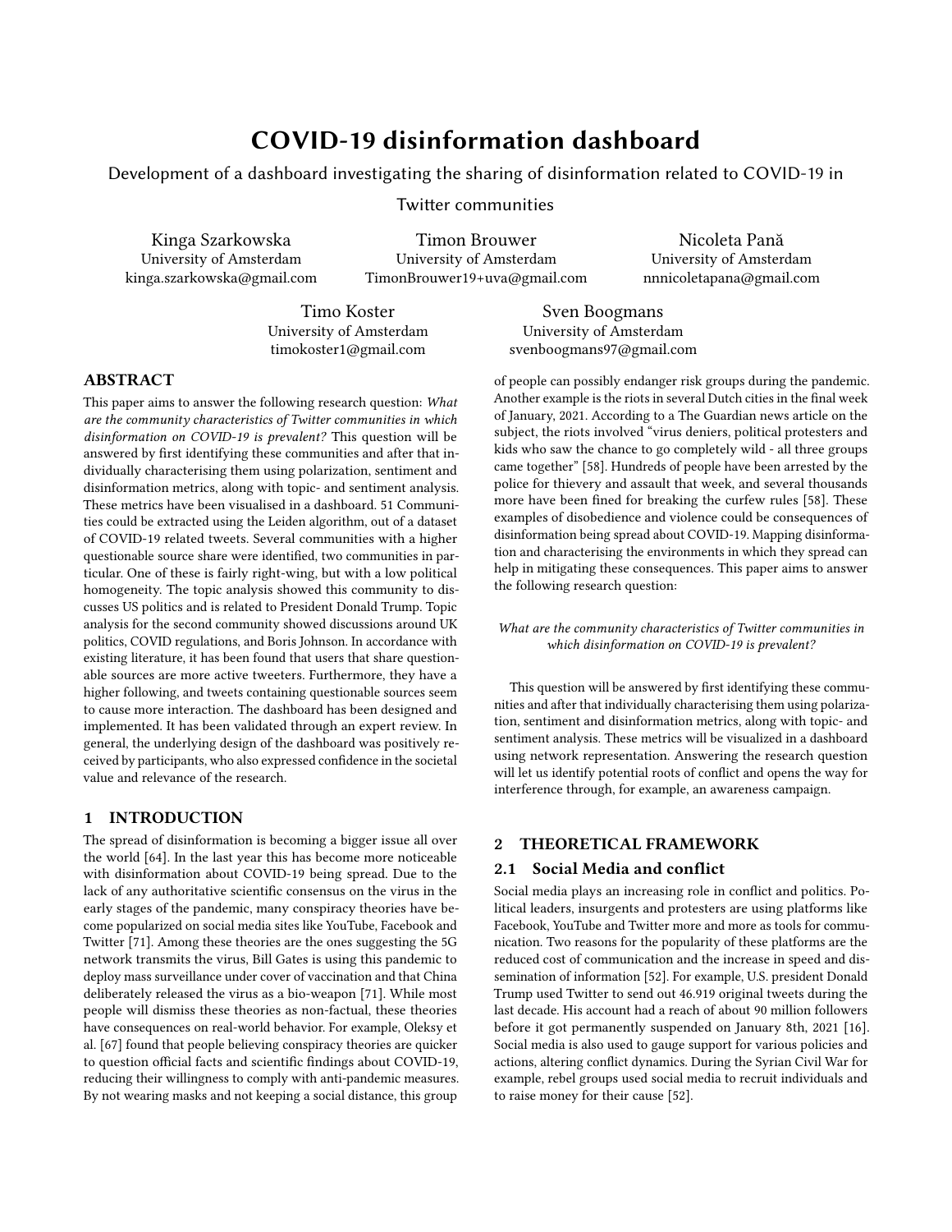# COVID-19 disinformation dashboard

Development of a dashboard investigating the sharing of disinformation related to COVID-19 in Twitter communities

Kinga Szarkowska
University of Amsterdam
kinga.szarkowska@gmail.com

Timon Brouwer
University of Amsterdam
TimonBrouwer19+uva@gmail.com

Nicoleta Pană
University of Amsterdam
nnnicoletapana@gmail.com

Timo Koster
University of Amsterdam
timokoster1@gmail.com

Sven Boogmans
University of Amsterdam
svenboogmans97@gmail.com

## ABSTRACT

This paper aims to answer the following research question: *What are the community characteristics of Twitter communities in which disinformation on COVID-19 is prevalent?* This question will be answered by first identifying these communities and after that individually characterising them using polarization, sentiment and disinformation metrics, along with topic- and sentiment analysis. These metrics have been visualised in a dashboard. 51 Communities could be extracted using the Leiden algorithm, out of a dataset of COVID-19 related tweets. Several communities with a higher questionable source share were identified, two communities in particular. One of these is fairly right-wing, but with a low political homogeneity. The topic analysis showed this community to discusses US politics and is related to President Donald Trump. Topic analysis for the second community showed discussions around UK politics, COVID regulations, and Boris Johnson. In accordance with existing literature, it has been found that users that share questionable sources are more active tweeters. Furthermore, they have a higher following, and tweets containing questionable sources seem to cause more interaction. The dashboard has been designed and implemented. It has been validated through an expert review. In general, the underlying design of the dashboard was positively received by participants, who also expressed confidence in the societal value and relevance of the research.

## 1 INTRODUCTION

The spread of disinformation is becoming a bigger issue all over the world [64]. In the last year this has become more noticeable with disinformation about COVID-19 being spread. Due to the lack of any authoritative scientific consensus on the virus in the early stages of the pandemic, many conspiracy theories have become popularized on social media sites like YouTube, Facebook and Twitter [71]. Among these theories are the ones suggesting the 5G network transmits the virus, Bill Gates is using this pandemic to deploy mass surveillance under cover of vaccination and that China deliberately released the virus as a bio-weapon [71]. While most people will dismiss these theories as non-factual, these theories have consequences on real-world behavior. For example, Oleksy et al. [67] found that people believing conspiracy theories are quicker to question official facts and scientific findings about COVID-19, reducing their willingness to comply with anti-pandemic measures. By not wearing masks and not keeping a social distance, this group of people can possibly endanger risk groups during the pandemic. Another example is the riots in several Dutch cities in the final week of January, 2021. According to a The Guardian news article on the subject, the riots involved "virus deniers, political protesters and kids who saw the chance to go completely wild - all three groups came together" [58]. Hundreds of people have been arrested by the police for thievery and assault that week, and several thousands more have been fined for breaking the curfew rules [58]. These examples of disobedience and violence could be consequences of disinformation being spread about COVID-19. Mapping disinformation and characterising the environments in which they spread can help in mitigating these consequences. This paper aims to answer the following research question:

*What are the community characteristics of Twitter communities in which disinformation on COVID-19 is prevalent?*

This question will be answered by first identifying these communities and after that individually characterising them using polarization, sentiment and disinformation metrics, along with topic- and sentiment analysis. These metrics will be visualized in a dashboard using network representation. Answering the research question will let us identify potential roots of conflict and opens the way for interference through, for example, an awareness campaign.

## 2 THEORETICAL FRAMEWORK

### 2.1 Social Media and conflict

Social media plays an increasing role in conflict and politics. Political leaders, insurgents and protesters are using platforms like Facebook, YouTube and Twitter more and more as tools for communication. Two reasons for the popularity of these platforms are the reduced cost of communication and the increase in speed and dissemination of information [52]. For example, U.S. president Donald Trump used Twitter to send out 46.919 original tweets during the last decade. His account had a reach of about 90 million followers before it got permanently suspended on January 8th, 2021 [16]. Social media is also used to gauge support for various policies and actions, altering conflict dynamics. During the Syrian Civil War for example, rebel groups used social media to recruit individuals and to raise money for their cause [52].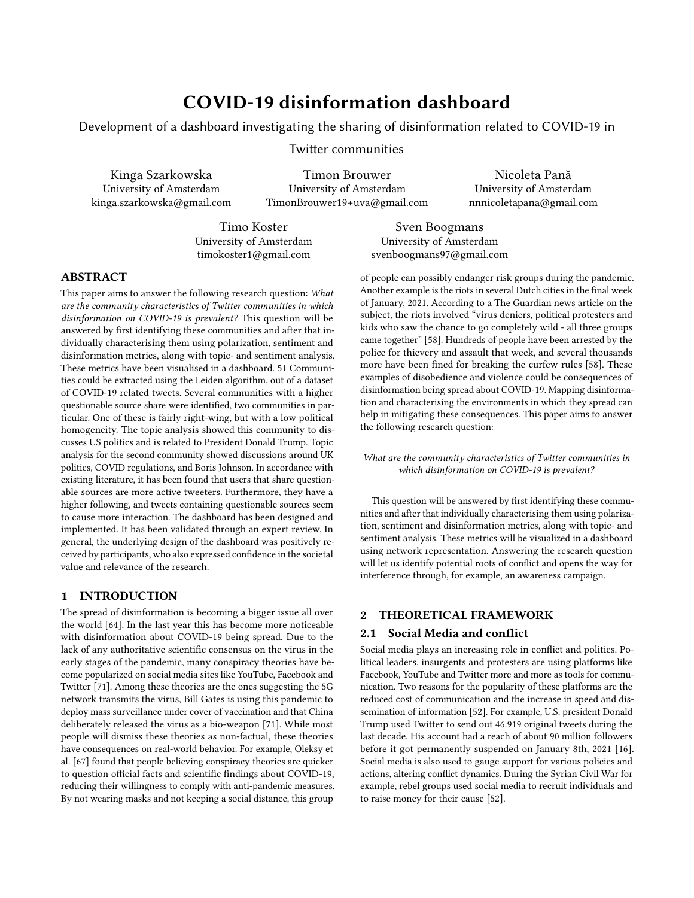# COVID-19 disinformation dashboard

Development of a dashboard investigating the sharing of disinformation related to COVID-19 in Twitter communities

Kinga Szarkowska
University of Amsterdam
kinga.szarkowska@gmail.com

Timon Brouwer
University of Amsterdam
TimonBrouwer19+uva@gmail.com

Nicoleta Pană
University of Amsterdam
nnnicoletapana@gmail.com

Timo Koster
University of Amsterdam
timokoster1@gmail.com

Sven Boogmans
University of Amsterdam
svenboogmans97@gmail.com

## ABSTRACT

This paper aims to answer the following research question: *What are the community characteristics of Twitter communities in which disinformation on COVID-19 is prevalent?* This question will be answered by first identifying these communities and after that individually characterising them using polarization, sentiment and disinformation metrics, along with topic- and sentiment analysis. These metrics have been visualised in a dashboard. 51 Communities could be extracted using the Leiden algorithm, out of a dataset of COVID-19 related tweets. Several communities with a higher questionable source share were identified, two communities in particular. One of these is fairly right-wing, but with a low political homogeneity. The topic analysis showed this community to discusses US politics and is related to President Donald Trump. Topic analysis for the second community showed discussions around UK politics, COVID regulations, and Boris Johnson. In accordance with existing literature, it has been found that users that share questionable sources are more active tweeters. Furthermore, they have a higher following, and tweets containing questionable sources seem to cause more interaction. The dashboard has been designed and implemented. It has been validated through an expert review. In general, the underlying design of the dashboard was positively received by participants, who also expressed confidence in the societal value and relevance of the research.

## 1 INTRODUCTION

The spread of disinformation is becoming a bigger issue all over the world [64]. In the last year this has become more noticeable with disinformation about COVID-19 being spread. Due to the lack of any authoritative scientific consensus on the virus in the early stages of the pandemic, many conspiracy theories have become popularized on social media sites like YouTube, Facebook and Twitter [71]. Among these theories are the ones suggesting the 5G network transmits the virus, Bill Gates is using this pandemic to deploy mass surveillance under cover of vaccination and that China deliberately released the virus as a bio-weapon [71]. While most people will dismiss these theories as non-factual, these theories have consequences on real-world behavior. For example, Oleksy et al. [67] found that people believing conspiracy theories are quicker to question official facts and scientific findings about COVID-19, reducing their willingness to comply with anti-pandemic measures. By not wearing masks and not keeping a social distance, this group of people can possibly endanger risk groups during the pandemic. Another example is the riots in several Dutch cities in the final week of January, 2021. According to a The Guardian news article on the subject, the riots involved "virus deniers, political protesters and kids who saw the chance to go completely wild - all three groups came together" [58]. Hundreds of people have been arrested by the police for thievery and assault that week, and several thousands more have been fined for breaking the curfew rules [58]. These examples of disobedience and violence could be consequences of disinformation being spread about COVID-19. Mapping disinformation and characterising the environments in which they spread can help in mitigating these consequences. This paper aims to answer the following research question:

*What are the community characteristics of Twitter communities in which disinformation on COVID-19 is prevalent?*

This question will be answered by first identifying these communities and after that individually characterising them using polarization, sentiment and disinformation metrics, along with topic- and sentiment analysis. These metrics will be visualized in a dashboard using network representation. Answering the research question will let us identify potential roots of conflict and opens the way for interference through, for example, an awareness campaign.

## 2 THEORETICAL FRAMEWORK

### 2.1 Social Media and conflict

Social media plays an increasing role in conflict and politics. Political leaders, insurgents and protesters are using platforms like Facebook, YouTube and Twitter more and more as tools for communication. Two reasons for the popularity of these platforms are the reduced cost of communication and the increase in speed and dissemination of information [52]. For example, U.S. president Donald Trump used Twitter to send out 46.919 original tweets during the last decade. His account had a reach of about 90 million followers before it got permanently suspended on January 8th, 2021 [16]. Social media is also used to gauge support for various policies and actions, altering conflict dynamics. During the Syrian Civil War for example, rebel groups used social media to recruit individuals and to raise money for their cause [52].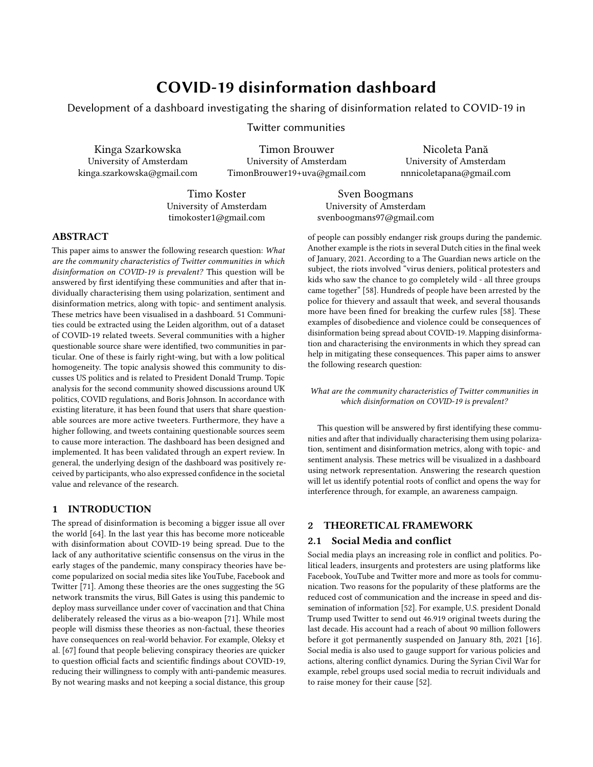# COVID-19 disinformation dashboard

Development of a dashboard investigating the sharing of disinformation related to COVID-19 in Twitter communities

Kinga Szarkowska
University of Amsterdam
kinga.szarkowska@gmail.com

Timon Brouwer
University of Amsterdam
TimonBrouwer19+uva@gmail.com

Nicoleta Pană
University of Amsterdam
nnnicoletapana@gmail.com

Timo Koster
University of Amsterdam
timokoster1@gmail.com

Sven Boogmans
University of Amsterdam
svenboogmans97@gmail.com

## ABSTRACT

This paper aims to answer the following research question: *What are the community characteristics of Twitter communities in which disinformation on COVID-19 is prevalent?* This question will be answered by first identifying these communities and after that individually characterising them using polarization, sentiment and disinformation metrics, along with topic- and sentiment analysis. These metrics have been visualised in a dashboard. 51 Communities could be extracted using the Leiden algorithm, out of a dataset of COVID-19 related tweets. Several communities with a higher questionable source share were identified, two communities in particular. One of these is fairly right-wing, but with a low political homogeneity. The topic analysis showed this community to discusses US politics and is related to President Donald Trump. Topic analysis for the second community showed discussions around UK politics, COVID regulations, and Boris Johnson. In accordance with existing literature, it has been found that users that share questionable sources are more active tweeters. Furthermore, they have a higher following, and tweets containing questionable sources seem to cause more interaction. The dashboard has been designed and implemented. It has been validated through an expert review. In general, the underlying design of the dashboard was positively received by participants, who also expressed confidence in the societal value and relevance of the research.

## 1 INTRODUCTION

The spread of disinformation is becoming a bigger issue all over the world [64]. In the last year this has become more noticeable with disinformation about COVID-19 being spread. Due to the lack of any authoritative scientific consensus on the virus in the early stages of the pandemic, many conspiracy theories have become popularized on social media sites like YouTube, Facebook and Twitter [71]. Among these theories are the ones suggesting the 5G network transmits the virus, Bill Gates is using this pandemic to deploy mass surveillance under cover of vaccination and that China deliberately released the virus as a bio-weapon [71]. While most people will dismiss these theories as non-factual, these theories have consequences on real-world behavior. For example, Oleksy et al. [67] found that people believing conspiracy theories are quicker to question official facts and scientific findings about COVID-19, reducing their willingness to comply with anti-pandemic measures. By not wearing masks and not keeping a social distance, this group of people can possibly endanger risk groups during the pandemic. Another example is the riots in several Dutch cities in the final week of January, 2021. According to a The Guardian news article on the subject, the riots involved "virus deniers, political protesters and kids who saw the chance to go completely wild - all three groups came together" [58]. Hundreds of people have been arrested by the police for thievery and assault that week, and several thousands more have been fined for breaking the curfew rules [58]. These examples of disobedience and violence could be consequences of disinformation being spread about COVID-19. Mapping disinformation and characterising the environments in which they spread can help in mitigating these consequences. This paper aims to answer the following research question:

*What are the community characteristics of Twitter communities in which disinformation on COVID-19 is prevalent?*

This question will be answered by first identifying these communities and after that individually characterising them using polarization, sentiment and disinformation metrics, along with topic- and sentiment analysis. These metrics will be visualized in a dashboard using network representation. Answering the research question will let us identify potential roots of conflict and opens the way for interference through, for example, an awareness campaign.

## 2 THEORETICAL FRAMEWORK

### 2.1 Social Media and conflict

Social media plays an increasing role in conflict and politics. Political leaders, insurgents and protesters are using platforms like Facebook, YouTube and Twitter more and more as tools for communication. Two reasons for the popularity of these platforms are the reduced cost of communication and the increase in speed and dissemination of information [52]. For example, U.S. president Donald Trump used Twitter to send out 46.919 original tweets during the last decade. His account had a reach of about 90 million followers before it got permanently suspended on January 8th, 2021 [16]. Social media is also used to gauge support for various policies and actions, altering conflict dynamics. During the Syrian Civil War for example, rebel groups used social media to recruit individuals and to raise money for their cause [52].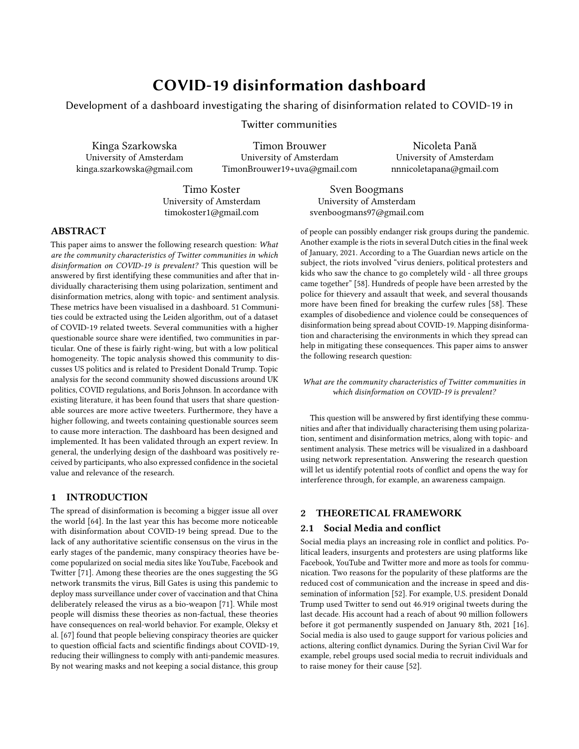# COVID-19 disinformation dashboard

Development of a dashboard investigating the sharing of disinformation related to COVID-19 in Twitter communities

Kinga Szarkowska
University of Amsterdam
kinga.szarkowska@gmail.com

Timon Brouwer
University of Amsterdam
TimonBrouwer19+uva@gmail.com

Nicoleta Pană
University of Amsterdam
nnnicoletapana@gmail.com

Timo Koster
University of Amsterdam
timokoster1@gmail.com

Sven Boogmans
University of Amsterdam
svenboogmans97@gmail.com

## ABSTRACT

This paper aims to answer the following research question: *What are the community characteristics of Twitter communities in which disinformation on COVID-19 is prevalent?* This question will be answered by first identifying these communities and after that individually characterising them using polarization, sentiment and disinformation metrics, along with topic- and sentiment analysis. These metrics have been visualised in a dashboard. 51 Communities could be extracted using the Leiden algorithm, out of a dataset of COVID-19 related tweets. Several communities with a higher questionable source share were identified, two communities in particular. One of these is fairly right-wing, but with a low political homogeneity. The topic analysis showed this community to discusses US politics and is related to President Donald Trump. Topic analysis for the second community showed discussions around UK politics, COVID regulations, and Boris Johnson. In accordance with existing literature, it has been found that users that share questionable sources are more active tweeters. Furthermore, they have a higher following, and tweets containing questionable sources seem to cause more interaction. The dashboard has been designed and implemented. It has been validated through an expert review. In general, the underlying design of the dashboard was positively received by participants, who also expressed confidence in the societal value and relevance of the research.

## 1 INTRODUCTION

The spread of disinformation is becoming a bigger issue all over the world [64]. In the last year this has become more noticeable with disinformation about COVID-19 being spread. Due to the lack of any authoritative scientific consensus on the virus in the early stages of the pandemic, many conspiracy theories have become popularized on social media sites like YouTube, Facebook and Twitter [71]. Among these theories are the ones suggesting the 5G network transmits the virus, Bill Gates is using this pandemic to deploy mass surveillance under cover of vaccination and that China deliberately released the virus as a bio-weapon [71]. While most people will dismiss these theories as non-factual, these theories have consequences on real-world behavior. For example, Oleksy et al. [67] found that people believing conspiracy theories are quicker to question official facts and scientific findings about COVID-19, reducing their willingness to comply with anti-pandemic measures. By not wearing masks and not keeping a social distance, this group of people can possibly endanger risk groups during the pandemic. Another example is the riots in several Dutch cities in the final week of January, 2021. According to a The Guardian news article on the subject, the riots involved "virus deniers, political protesters and kids who saw the chance to go completely wild - all three groups came together" [58]. Hundreds of people have been arrested by the police for thievery and assault that week, and several thousands more have been fined for breaking the curfew rules [58]. These examples of disobedience and violence could be consequences of disinformation being spread about COVID-19. Mapping disinformation and characterising the environments in which they spread can help in mitigating these consequences. This paper aims to answer the following research question:

*What are the community characteristics of Twitter communities in which disinformation on COVID-19 is prevalent?*

This question will be answered by first identifying these communities and after that individually characterising them using polarization, sentiment and disinformation metrics, along with topic- and sentiment analysis. These metrics will be visualized in a dashboard using network representation. Answering the research question will let us identify potential roots of conflict and opens the way for interference through, for example, an awareness campaign.

## 2 THEORETICAL FRAMEWORK

### 2.1 Social Media and conflict

Social media plays an increasing role in conflict and politics. Political leaders, insurgents and protesters are using platforms like Facebook, YouTube and Twitter more and more as tools for communication. Two reasons for the popularity of these platforms are the reduced cost of communication and the increase in speed and dissemination of information [52]. For example, U.S. president Donald Trump used Twitter to send out 46.919 original tweets during the last decade. His account had a reach of about 90 million followers before it got permanently suspended on January 8th, 2021 [16]. Social media is also used to gauge support for various policies and actions, altering conflict dynamics. During the Syrian Civil War for example, rebel groups used social media to recruit individuals and to raise money for their cause [52].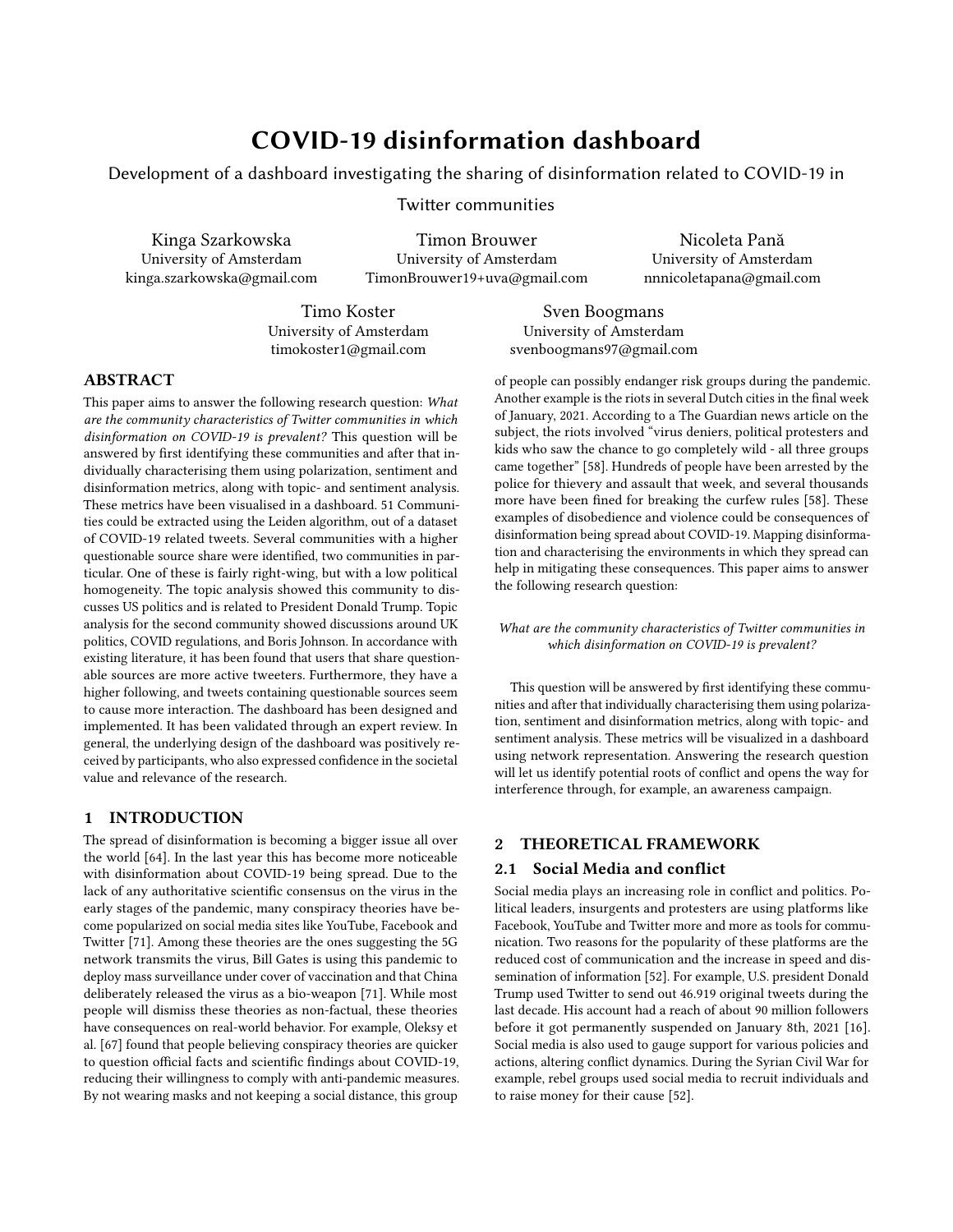# COVID-19 disinformation dashboard

Development of a dashboard investigating the sharing of disinformation related to COVID-19 in Twitter communities

Kinga Szarkowska
University of Amsterdam
kinga.szarkowska@gmail.com

Timon Brouwer
University of Amsterdam
TimonBrouwer19+uva@gmail.com

Nicoleta Pană
University of Amsterdam
nnnicoletapana@gmail.com

Timo Koster
University of Amsterdam
timokoster1@gmail.com

Sven Boogmans
University of Amsterdam
svenboogmans97@gmail.com

## ABSTRACT

This paper aims to answer the following research question: *What are the community characteristics of Twitter communities in which disinformation on COVID-19 is prevalent?* This question will be answered by first identifying these communities and after that individually characterising them using polarization, sentiment and disinformation metrics, along with topic- and sentiment analysis. These metrics have been visualised in a dashboard. 51 Communities could be extracted using the Leiden algorithm, out of a dataset of COVID-19 related tweets. Several communities with a higher questionable source share were identified, two communities in particular. One of these is fairly right-wing, but with a low political homogeneity. The topic analysis showed this community to discusses US politics and is related to President Donald Trump. Topic analysis for the second community showed discussions around UK politics, COVID regulations, and Boris Johnson. In accordance with existing literature, it has been found that users that share questionable sources are more active tweeters. Furthermore, they have a higher following, and tweets containing questionable sources seem to cause more interaction. The dashboard has been designed and implemented. It has been validated through an expert review. In general, the underlying design of the dashboard was positively received by participants, who also expressed confidence in the societal value and relevance of the research.

## 1 INTRODUCTION

The spread of disinformation is becoming a bigger issue all over the world [64]. In the last year this has become more noticeable with disinformation about COVID-19 being spread. Due to the lack of any authoritative scientific consensus on the virus in the early stages of the pandemic, many conspiracy theories have become popularized on social media sites like YouTube, Facebook and Twitter [71]. Among these theories are the ones suggesting the 5G network transmits the virus, Bill Gates is using this pandemic to deploy mass surveillance under cover of vaccination and that China deliberately released the virus as a bio-weapon [71]. While most people will dismiss these theories as non-factual, these theories have consequences on real-world behavior. For example, Oleksy et al. [67] found that people believing conspiracy theories are quicker to question official facts and scientific findings about COVID-19, reducing their willingness to comply with anti-pandemic measures. By not wearing masks and not keeping a social distance, this group of people can possibly endanger risk groups during the pandemic. Another example is the riots in several Dutch cities in the final week of January, 2021. According to a The Guardian news article on the subject, the riots involved "virus deniers, political protesters and kids who saw the chance to go completely wild - all three groups came together" [58]. Hundreds of people have been arrested by the police for thievery and assault that week, and several thousands more have been fined for breaking the curfew rules [58]. These examples of disobedience and violence could be consequences of disinformation being spread about COVID-19. Mapping disinformation and characterising the environments in which they spread can help in mitigating these consequences. This paper aims to answer the following research question:

*What are the community characteristics of Twitter communities in which disinformation on COVID-19 is prevalent?*

This question will be answered by first identifying these communities and after that individually characterising them using polarization, sentiment and disinformation metrics, along with topic- and sentiment analysis. These metrics will be visualized in a dashboard using network representation. Answering the research question will let us identify potential roots of conflict and opens the way for interference through, for example, an awareness campaign.

## 2 THEORETICAL FRAMEWORK

### 2.1 Social Media and conflict

Social media plays an increasing role in conflict and politics. Political leaders, insurgents and protesters are using platforms like Facebook, YouTube and Twitter more and more as tools for communication. Two reasons for the popularity of these platforms are the reduced cost of communication and the increase in speed and dissemination of information [52]. For example, U.S. president Donald Trump used Twitter to send out 46.919 original tweets during the last decade. His account had a reach of about 90 million followers before it got permanently suspended on January 8th, 2021 [16]. Social media is also used to gauge support for various policies and actions, altering conflict dynamics. During the Syrian Civil War for example, rebel groups used social media to recruit individuals and to raise money for their cause [52].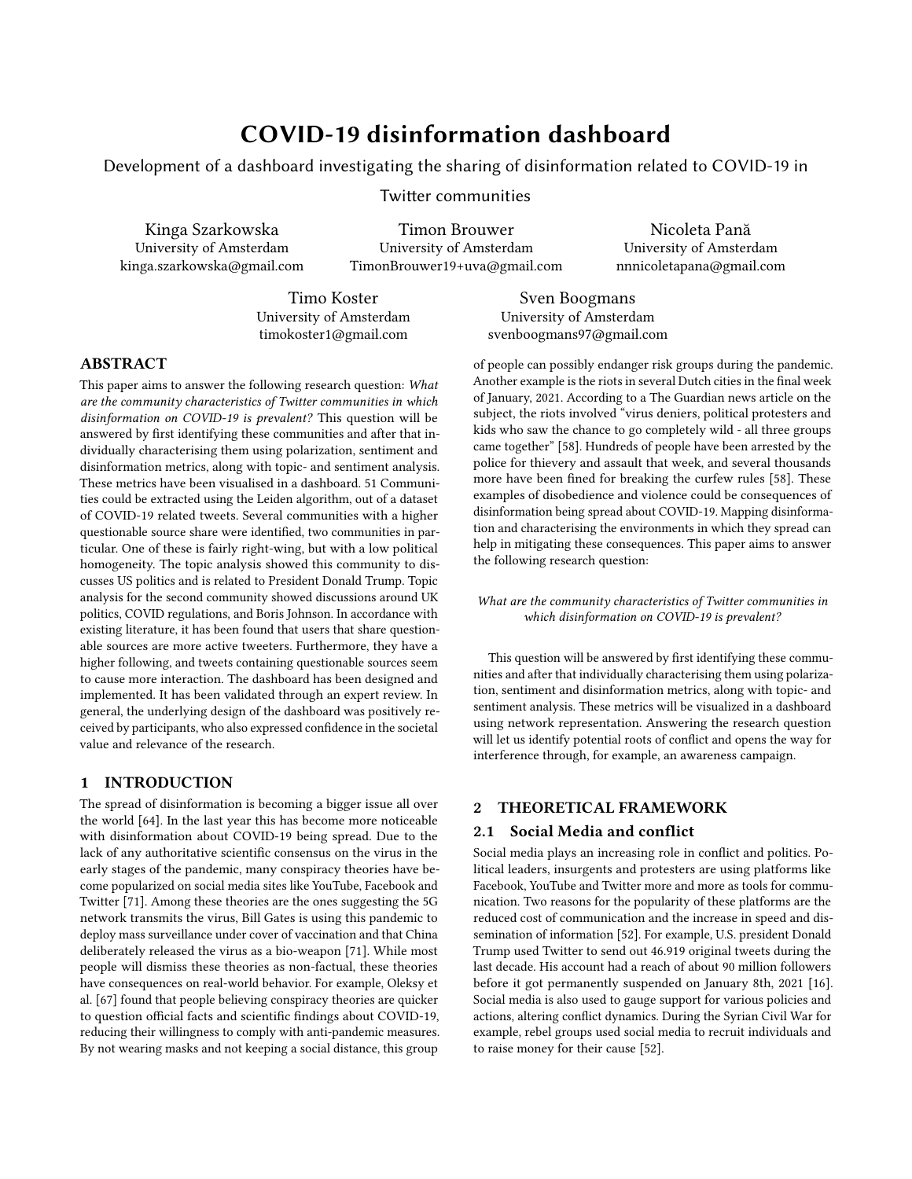# COVID-19 disinformation dashboard

Development of a dashboard investigating the sharing of disinformation related to COVID-19 in Twitter communities

Kinga Szarkowska
University of Amsterdam
kinga.szarkowska@gmail.com

Timon Brouwer
University of Amsterdam
TimonBrouwer19+uva@gmail.com

Nicoleta Pană
University of Amsterdam
nnnicoletapana@gmail.com

Timo Koster
University of Amsterdam
timokoster1@gmail.com

Sven Boogmans
University of Amsterdam
svenboogmans97@gmail.com

## ABSTRACT

This paper aims to answer the following research question: *What are the community characteristics of Twitter communities in which disinformation on COVID-19 is prevalent?* This question will be answered by first identifying these communities and after that individually characterising them using polarization, sentiment and disinformation metrics, along with topic- and sentiment analysis. These metrics have been visualised in a dashboard. 51 Communities could be extracted using the Leiden algorithm, out of a dataset of COVID-19 related tweets. Several communities with a higher questionable source share were identified, two communities in particular. One of these is fairly right-wing, but with a low political homogeneity. The topic analysis showed this community to discusses US politics and is related to President Donald Trump. Topic analysis for the second community showed discussions around UK politics, COVID regulations, and Boris Johnson. In accordance with existing literature, it has been found that users that share questionable sources are more active tweeters. Furthermore, they have a higher following, and tweets containing questionable sources seem to cause more interaction. The dashboard has been designed and implemented. It has been validated through an expert review. In general, the underlying design of the dashboard was positively received by participants, who also expressed confidence in the societal value and relevance of the research.

## 1 INTRODUCTION

The spread of disinformation is becoming a bigger issue all over the world [64]. In the last year this has become more noticeable with disinformation about COVID-19 being spread. Due to the lack of any authoritative scientific consensus on the virus in the early stages of the pandemic, many conspiracy theories have become popularized on social media sites like YouTube, Facebook and Twitter [71]. Among these theories are the ones suggesting the 5G network transmits the virus, Bill Gates is using this pandemic to deploy mass surveillance under cover of vaccination and that China deliberately released the virus as a bio-weapon [71]. While most people will dismiss these theories as non-factual, these theories have consequences on real-world behavior. For example, Oleksy et al. [67] found that people believing conspiracy theories are quicker to question official facts and scientific findings about COVID-19, reducing their willingness to comply with anti-pandemic measures. By not wearing masks and not keeping a social distance, this group of people can possibly endanger risk groups during the pandemic. Another example is the riots in several Dutch cities in the final week of January, 2021. According to a The Guardian news article on the subject, the riots involved "virus deniers, political protesters and kids who saw the chance to go completely wild - all three groups came together" [58]. Hundreds of people have been arrested by the police for thievery and assault that week, and several thousands more have been fined for breaking the curfew rules [58]. These examples of disobedience and violence could be consequences of disinformation being spread about COVID-19. Mapping disinformation and characterising the environments in which they spread can help in mitigating these consequences. This paper aims to answer the following research question:

*What are the community characteristics of Twitter communities in which disinformation on COVID-19 is prevalent?*

This question will be answered by first identifying these communities and after that individually characterising them using polarization, sentiment and disinformation metrics, along with topic- and sentiment analysis. These metrics will be visualized in a dashboard using network representation. Answering the research question will let us identify potential roots of conflict and opens the way for interference through, for example, an awareness campaign.

## 2 THEORETICAL FRAMEWORK

### 2.1 Social Media and conflict

Social media plays an increasing role in conflict and politics. Political leaders, insurgents and protesters are using platforms like Facebook, YouTube and Twitter more and more as tools for communication. Two reasons for the popularity of these platforms are the reduced cost of communication and the increase in speed and dissemination of information [52]. For example, U.S. president Donald Trump used Twitter to send out 46.919 original tweets during the last decade. His account had a reach of about 90 million followers before it got permanently suspended on January 8th, 2021 [16]. Social media is also used to gauge support for various policies and actions, altering conflict dynamics. During the Syrian Civil War for example, rebel groups used social media to recruit individuals and to raise money for their cause [52].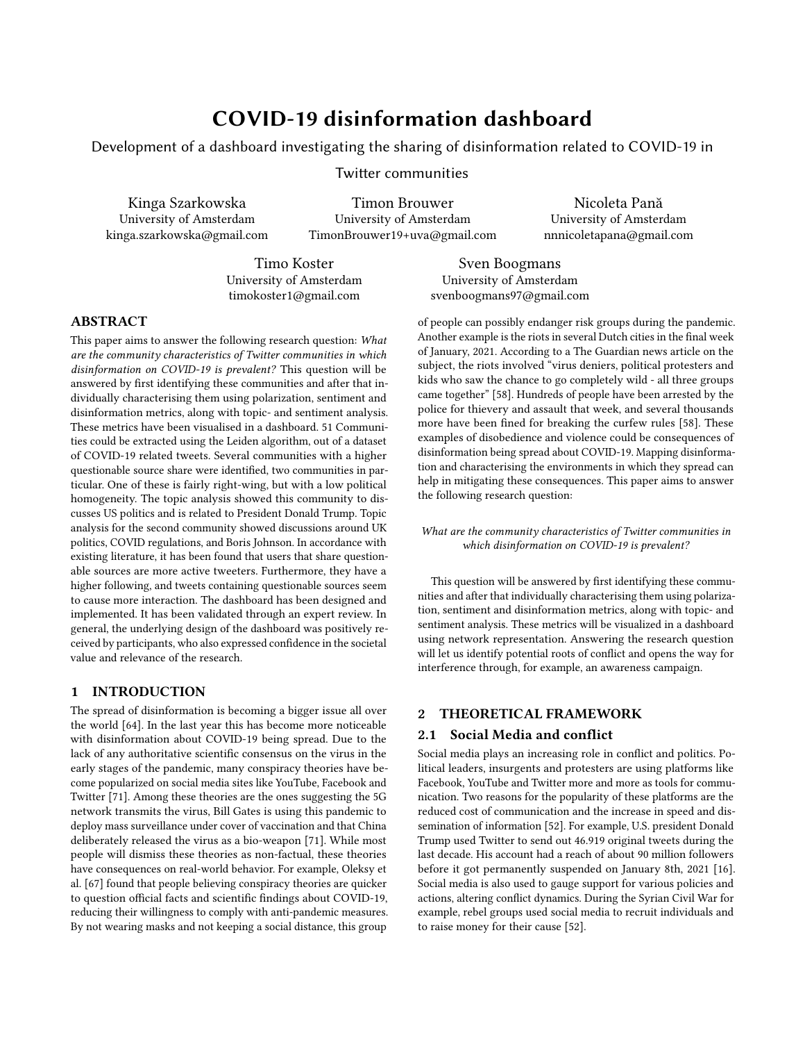# COVID-19 disinformation dashboard

Development of a dashboard investigating the sharing of disinformation related to COVID-19 in Twitter communities

Kinga Szarkowska
University of Amsterdam
kinga.szarkowska@gmail.com

Timon Brouwer
University of Amsterdam
TimonBrouwer19+uva@gmail.com

Nicoleta Pană
University of Amsterdam
nnnicoletapana@gmail.com

Timo Koster
University of Amsterdam
timokoster1@gmail.com

Sven Boogmans
University of Amsterdam
svenboogmans97@gmail.com

## ABSTRACT

This paper aims to answer the following research question: *What are the community characteristics of Twitter communities in which disinformation on COVID-19 is prevalent?* This question will be answered by first identifying these communities and after that individually characterising them using polarization, sentiment and disinformation metrics, along with topic- and sentiment analysis. These metrics have been visualised in a dashboard. 51 Communities could be extracted using the Leiden algorithm, out of a dataset of COVID-19 related tweets. Several communities with a higher questionable source share were identified, two communities in particular. One of these is fairly right-wing, but with a low political homogeneity. The topic analysis showed this community to discusses US politics and is related to President Donald Trump. Topic analysis for the second community showed discussions around UK politics, COVID regulations, and Boris Johnson. In accordance with existing literature, it has been found that users that share questionable sources are more active tweeters. Furthermore, they have a higher following, and tweets containing questionable sources seem to cause more interaction. The dashboard has been designed and implemented. It has been validated through an expert review. In general, the underlying design of the dashboard was positively received by participants, who also expressed confidence in the societal value and relevance of the research.

## 1 INTRODUCTION

The spread of disinformation is becoming a bigger issue all over the world [64]. In the last year this has become more noticeable with disinformation about COVID-19 being spread. Due to the lack of any authoritative scientific consensus on the virus in the early stages of the pandemic, many conspiracy theories have become popularized on social media sites like YouTube, Facebook and Twitter [71]. Among these theories are the ones suggesting the 5G network transmits the virus, Bill Gates is using this pandemic to deploy mass surveillance under cover of vaccination and that China deliberately released the virus as a bio-weapon [71]. While most people will dismiss these theories as non-factual, these theories have consequences on real-world behavior. For example, Oleksy et al. [67] found that people believing conspiracy theories are quicker to question official facts and scientific findings about COVID-19, reducing their willingness to comply with anti-pandemic measures. By not wearing masks and not keeping a social distance, this group of people can possibly endanger risk groups during the pandemic. Another example is the riots in several Dutch cities in the final week of January, 2021. According to a The Guardian news article on the subject, the riots involved "virus deniers, political protesters and kids who saw the chance to go completely wild - all three groups came together" [58]. Hundreds of people have been arrested by the police for thievery and assault that week, and several thousands more have been fined for breaking the curfew rules [58]. These examples of disobedience and violence could be consequences of disinformation being spread about COVID-19. Mapping disinformation and characterising the environments in which they spread can help in mitigating these consequences. This paper aims to answer the following research question:

*What are the community characteristics of Twitter communities in which disinformation on COVID-19 is prevalent?*

This question will be answered by first identifying these communities and after that individually characterising them using polarization, sentiment and disinformation metrics, along with topic- and sentiment analysis. These metrics will be visualized in a dashboard using network representation. Answering the research question will let us identify potential roots of conflict and opens the way for interference through, for example, an awareness campaign.

## 2 THEORETICAL FRAMEWORK

### 2.1 Social Media and conflict

Social media plays an increasing role in conflict and politics. Political leaders, insurgents and protesters are using platforms like Facebook, YouTube and Twitter more and more as tools for communication. Two reasons for the popularity of these platforms are the reduced cost of communication and the increase in speed and dissemination of information [52]. For example, U.S. president Donald Trump used Twitter to send out 46.919 original tweets during the last decade. His account had a reach of about 90 million followers before it got permanently suspended on January 8th, 2021 [16]. Social media is also used to gauge support for various policies and actions, altering conflict dynamics. During the Syrian Civil War for example, rebel groups used social media to recruit individuals and to raise money for their cause [52].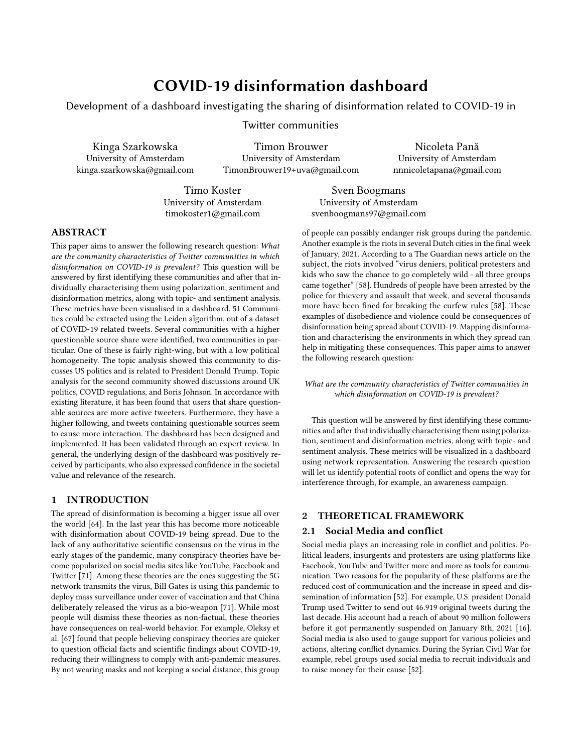# COVID-19 disinformation dashboard

Development of a dashboard investigating the sharing of disinformation related to COVID-19 in Twitter communities

Kinga Szarkowska
University of Amsterdam
kinga.szarkowska@gmail.com

Timon Brouwer
University of Amsterdam
TimonBrouwer19+uva@gmail.com

Nicoleta Pană
University of Amsterdam
nnnicoletapana@gmail.com

Timo Koster
University of Amsterdam
timokoster1@gmail.com

Sven Boogmans
University of Amsterdam
svenboogmans97@gmail.com

## ABSTRACT

This paper aims to answer the following research question: *What are the community characteristics of Twitter communities in which disinformation on COVID-19 is prevalent?* This question will be answered by first identifying these communities and after that individually characterising them using polarization, sentiment and disinformation metrics, along with topic- and sentiment analysis. These metrics have been visualised in a dashboard. 51 Communities could be extracted using the Leiden algorithm, out of a dataset of COVID-19 related tweets. Several communities with a higher questionable source share were identified, two communities in particular. One of these is fairly right-wing, but with a low political homogeneity. The topic analysis showed this community to discusses US politics and is related to President Donald Trump. Topic analysis for the second community showed discussions around UK politics, COVID regulations, and Boris Johnson. In accordance with existing literature, it has been found that users that share questionable sources are more active tweeters. Furthermore, they have a higher following, and tweets containing questionable sources seem to cause more interaction. The dashboard has been designed and implemented. It has been validated through an expert review. In general, the underlying design of the dashboard was positively received by participants, who also expressed confidence in the societal value and relevance of the research.

## 1 INTRODUCTION

The spread of disinformation is becoming a bigger issue all over the world [64]. In the last year this has become more noticeable with disinformation about COVID-19 being spread. Due to the lack of any authoritative scientific consensus on the virus in the early stages of the pandemic, many conspiracy theories have become popularized on social media sites like YouTube, Facebook and Twitter [71]. Among these theories are the ones suggesting the 5G network transmits the virus, Bill Gates is using this pandemic to deploy mass surveillance under cover of vaccination and that China deliberately released the virus as a bio-weapon [71]. While most people will dismiss these theories as non-factual, these theories have consequences on real-world behavior. For example, Oleksy et al. [67] found that people believing conspiracy theories are quicker to question official facts and scientific findings about COVID-19, reducing their willingness to comply with anti-pandemic measures. By not wearing masks and not keeping a social distance, this group of people can possibly endanger risk groups during the pandemic. Another example is the riots in several Dutch cities in the final week of January, 2021. According to a The Guardian news article on the subject, the riots involved "virus deniers, political protesters and kids who saw the chance to go completely wild - all three groups came together" [58]. Hundreds of people have been arrested by the police for thievery and assault that week, and several thousands more have been fined for breaking the curfew rules [58]. These examples of disobedience and violence could be consequences of disinformation being spread about COVID-19. Mapping disinformation and characterising the environments in which they spread can help in mitigating these consequences. This paper aims to answer the following research question:

*What are the community characteristics of Twitter communities in which disinformation on COVID-19 is prevalent?*

This question will be answered by first identifying these communities and after that individually characterising them using polarization, sentiment and disinformation metrics, along with topic- and sentiment analysis. These metrics will be visualized in a dashboard using network representation. Answering the research question will let us identify potential roots of conflict and opens the way for interference through, for example, an awareness campaign.

## 2 THEORETICAL FRAMEWORK

### 2.1 Social Media and conflict

Social media plays an increasing role in conflict and politics. Political leaders, insurgents and protesters are using platforms like Facebook, YouTube and Twitter more and more as tools for communication. Two reasons for the popularity of these platforms are the reduced cost of communication and the increase in speed and dissemination of information [52]. For example, U.S. president Donald Trump used Twitter to send out 46.919 original tweets during the last decade. His account had a reach of about 90 million followers before it got permanently suspended on January 8th, 2021 [16]. Social media is also used to gauge support for various policies and actions, altering conflict dynamics. During the Syrian Civil War for example, rebel groups used social media to recruit individuals and to raise money for their cause [52].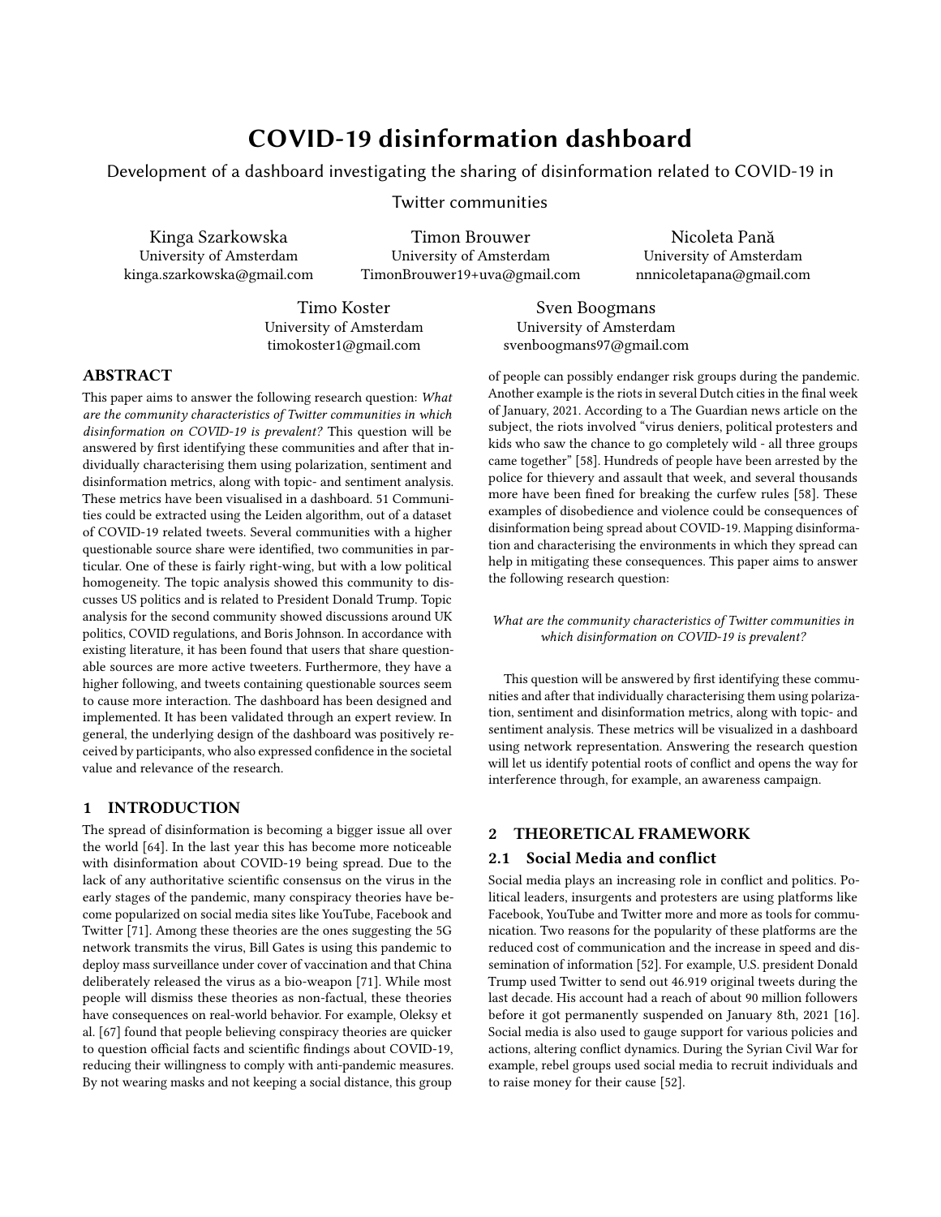# COVID-19 disinformation dashboard

Development of a dashboard investigating the sharing of disinformation related to COVID-19 in Twitter communities

Kinga Szarkowska
University of Amsterdam
kinga.szarkowska@gmail.com

Timon Brouwer
University of Amsterdam
TimonBrouwer19+uva@gmail.com

Nicoleta Pană
University of Amsterdam
nnnicoletapana@gmail.com

Timo Koster
University of Amsterdam
timokoster1@gmail.com

Sven Boogmans
University of Amsterdam
svenboogmans97@gmail.com

## ABSTRACT

This paper aims to answer the following research question: *What are the community characteristics of Twitter communities in which disinformation on COVID-19 is prevalent?* This question will be answered by first identifying these communities and after that individually characterising them using polarization, sentiment and disinformation metrics, along with topic- and sentiment analysis. These metrics have been visualised in a dashboard. 51 Communities could be extracted using the Leiden algorithm, out of a dataset of COVID-19 related tweets. Several communities with a higher questionable source share were identified, two communities in particular. One of these is fairly right-wing, but with a low political homogeneity. The topic analysis showed this community to discusses US politics and is related to President Donald Trump. Topic analysis for the second community showed discussions around UK politics, COVID regulations, and Boris Johnson. In accordance with existing literature, it has been found that users that share questionable sources are more active tweeters. Furthermore, they have a higher following, and tweets containing questionable sources seem to cause more interaction. The dashboard has been designed and implemented. It has been validated through an expert review. In general, the underlying design of the dashboard was positively received by participants, who also expressed confidence in the societal value and relevance of the research.

## 1 INTRODUCTION

The spread of disinformation is becoming a bigger issue all over the world [64]. In the last year this has become more noticeable with disinformation about COVID-19 being spread. Due to the lack of any authoritative scientific consensus on the virus in the early stages of the pandemic, many conspiracy theories have become popularized on social media sites like YouTube, Facebook and Twitter [71]. Among these theories are the ones suggesting the 5G network transmits the virus, Bill Gates is using this pandemic to deploy mass surveillance under cover of vaccination and that China deliberately released the virus as a bio-weapon [71]. While most people will dismiss these theories as non-factual, these theories have consequences on real-world behavior. For example, Oleksy et al. [67] found that people believing conspiracy theories are quicker to question official facts and scientific findings about COVID-19, reducing their willingness to comply with anti-pandemic measures. By not wearing masks and not keeping a social distance, this group of people can possibly endanger risk groups during the pandemic. Another example is the riots in several Dutch cities in the final week of January, 2021. According to a The Guardian news article on the subject, the riots involved "virus deniers, political protesters and kids who saw the chance to go completely wild - all three groups came together" [58]. Hundreds of people have been arrested by the police for thievery and assault that week, and several thousands more have been fined for breaking the curfew rules [58]. These examples of disobedience and violence could be consequences of disinformation being spread about COVID-19. Mapping disinformation and characterising the environments in which they spread can help in mitigating these consequences. This paper aims to answer the following research question:

*What are the community characteristics of Twitter communities in which disinformation on COVID-19 is prevalent?*

This question will be answered by first identifying these communities and after that individually characterising them using polarization, sentiment and disinformation metrics, along with topic- and sentiment analysis. These metrics will be visualized in a dashboard using network representation. Answering the research question will let us identify potential roots of conflict and opens the way for interference through, for example, an awareness campaign.

## 2 THEORETICAL FRAMEWORK

### 2.1 Social Media and conflict

Social media plays an increasing role in conflict and politics. Political leaders, insurgents and protesters are using platforms like Facebook, YouTube and Twitter more and more as tools for communication. Two reasons for the popularity of these platforms are the reduced cost of communication and the increase in speed and dissemination of information [52]. For example, U.S. president Donald Trump used Twitter to send out 46.919 original tweets during the last decade. His account had a reach of about 90 million followers before it got permanently suspended on January 8th, 2021 [16]. Social media is also used to gauge support for various policies and actions, altering conflict dynamics. During the Syrian Civil War for example, rebel groups used social media to recruit individuals and to raise money for their cause [52].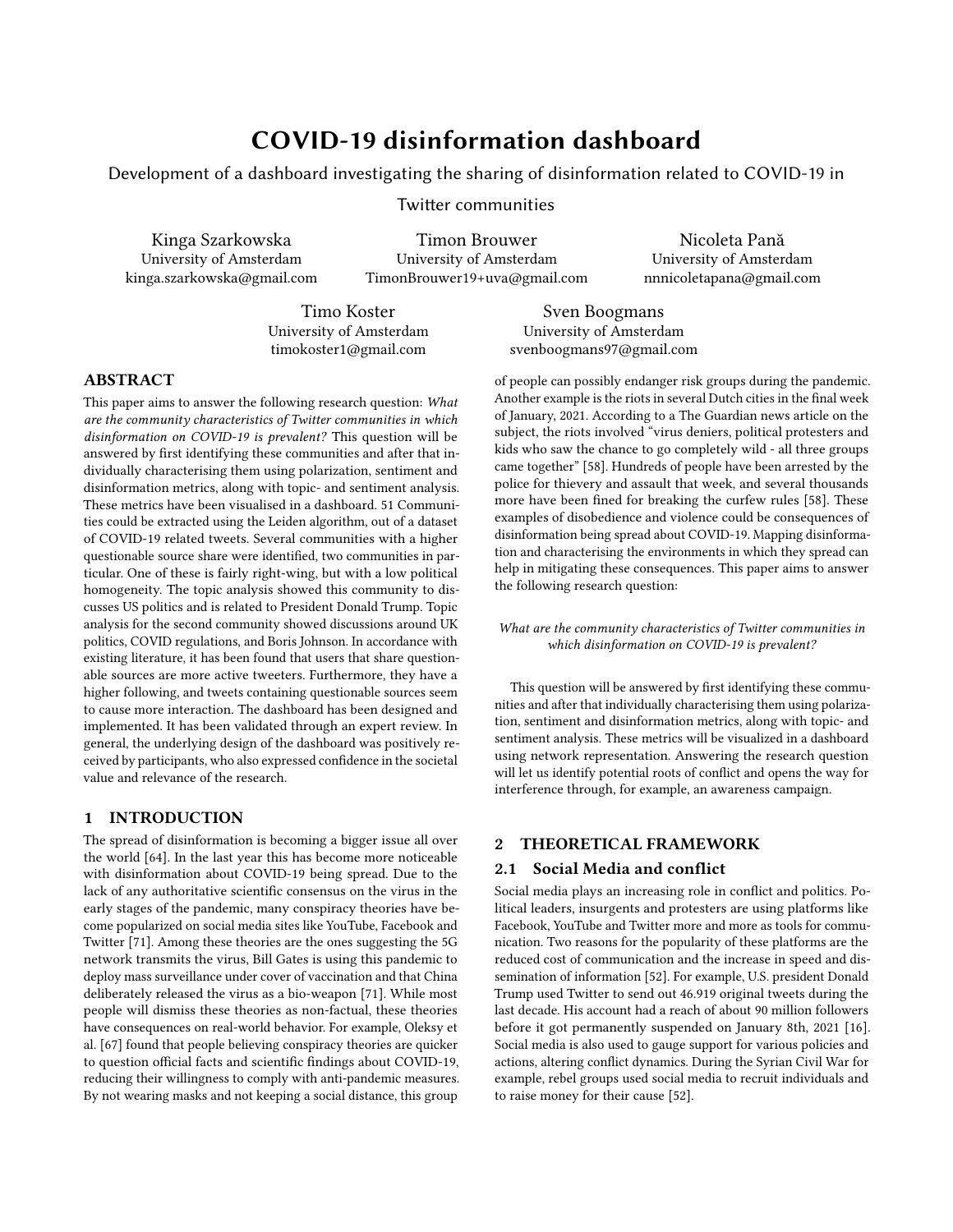# COVID-19 disinformation dashboard

Development of a dashboard investigating the sharing of disinformation related to COVID-19 in Twitter communities

Kinga Szarkowska
University of Amsterdam
kinga.szarkowska@gmail.com

Timon Brouwer
University of Amsterdam
TimonBrouwer19+uva@gmail.com

Nicoleta Pană
University of Amsterdam
nnnicoletapana@gmail.com

Timo Koster
University of Amsterdam
timokoster1@gmail.com

Sven Boogmans
University of Amsterdam
svenboogmans97@gmail.com

## ABSTRACT

This paper aims to answer the following research question: *What are the community characteristics of Twitter communities in which disinformation on COVID-19 is prevalent?* This question will be answered by first identifying these communities and after that individually characterising them using polarization, sentiment and disinformation metrics, along with topic- and sentiment analysis. These metrics have been visualised in a dashboard. 51 Communities could be extracted using the Leiden algorithm, out of a dataset of COVID-19 related tweets. Several communities with a higher questionable source share were identified, two communities in particular. One of these is fairly right-wing, but with a low political homogeneity. The topic analysis showed this community to discusses US politics and is related to President Donald Trump. Topic analysis for the second community showed discussions around UK politics, COVID regulations, and Boris Johnson. In accordance with existing literature, it has been found that users that share questionable sources are more active tweeters. Furthermore, they have a higher following, and tweets containing questionable sources seem to cause more interaction. The dashboard has been designed and implemented. It has been validated through an expert review. In general, the underlying design of the dashboard was positively received by participants, who also expressed confidence in the societal value and relevance of the research.

## 1 INTRODUCTION

The spread of disinformation is becoming a bigger issue all over the world [64]. In the last year this has become more noticeable with disinformation about COVID-19 being spread. Due to the lack of any authoritative scientific consensus on the virus in the early stages of the pandemic, many conspiracy theories have become popularized on social media sites like YouTube, Facebook and Twitter [71]. Among these theories are the ones suggesting the 5G network transmits the virus, Bill Gates is using this pandemic to deploy mass surveillance under cover of vaccination and that China deliberately released the virus as a bio-weapon [71]. While most people will dismiss these theories as non-factual, these theories have consequences on real-world behavior. For example, Oleksy et al. [67] found that people believing conspiracy theories are quicker to question official facts and scientific findings about COVID-19, reducing their willingness to comply with anti-pandemic measures. By not wearing masks and not keeping a social distance, this group of people can possibly endanger risk groups during the pandemic. Another example is the riots in several Dutch cities in the final week of January, 2021. According to a The Guardian news article on the subject, the riots involved "virus deniers, political protesters and kids who saw the chance to go completely wild - all three groups came together" [58]. Hundreds of people have been arrested by the police for thievery and assault that week, and several thousands more have been fined for breaking the curfew rules [58]. These examples of disobedience and violence could be consequences of disinformation being spread about COVID-19. Mapping disinformation and characterising the environments in which they spread can help in mitigating these consequences. This paper aims to answer the following research question:

*What are the community characteristics of Twitter communities in which disinformation on COVID-19 is prevalent?*

This question will be answered by first identifying these communities and after that individually characterising them using polarization, sentiment and disinformation metrics, along with topic- and sentiment analysis. These metrics will be visualized in a dashboard using network representation. Answering the research question will let us identify potential roots of conflict and opens the way for interference through, for example, an awareness campaign.

## 2 THEORETICAL FRAMEWORK

### 2.1 Social Media and conflict

Social media plays an increasing role in conflict and politics. Political leaders, insurgents and protesters are using platforms like Facebook, YouTube and Twitter more and more as tools for communication. Two reasons for the popularity of these platforms are the reduced cost of communication and the increase in speed and dissemination of information [52]. For example, U.S. president Donald Trump used Twitter to send out 46.919 original tweets during the last decade. His account had a reach of about 90 million followers before it got permanently suspended on January 8th, 2021 [16]. Social media is also used to gauge support for various policies and actions, altering conflict dynamics. During the Syrian Civil War for example, rebel groups used social media to recruit individuals and to raise money for their cause [52].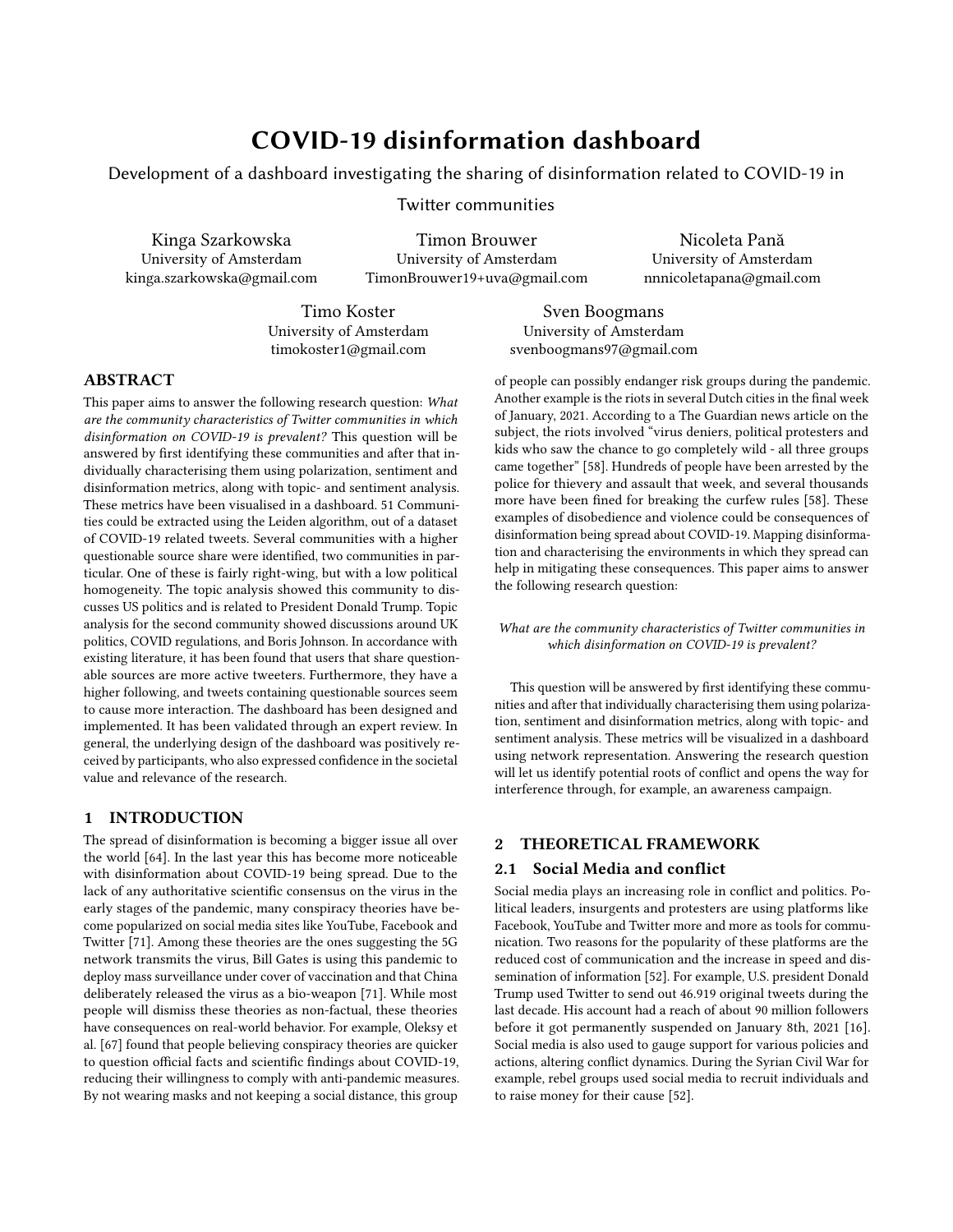# COVID-19 disinformation dashboard

Development of a dashboard investigating the sharing of disinformation related to COVID-19 in Twitter communities

Kinga Szarkowska
University of Amsterdam
kinga.szarkowska@gmail.com

Timon Brouwer
University of Amsterdam
TimonBrouwer19+uva@gmail.com

Nicoleta Pană
University of Amsterdam
nnnicoletapana@gmail.com

Timo Koster
University of Amsterdam
timokoster1@gmail.com

Sven Boogmans
University of Amsterdam
svenboogmans97@gmail.com

## ABSTRACT

This paper aims to answer the following research question: *What are the community characteristics of Twitter communities in which disinformation on COVID-19 is prevalent?* This question will be answered by first identifying these communities and after that individually characterising them using polarization, sentiment and disinformation metrics, along with topic- and sentiment analysis. These metrics have been visualised in a dashboard. 51 Communities could be extracted using the Leiden algorithm, out of a dataset of COVID-19 related tweets. Several communities with a higher questionable source share were identified, two communities in particular. One of these is fairly right-wing, but with a low political homogeneity. The topic analysis showed this community to discusses US politics and is related to President Donald Trump. Topic analysis for the second community showed discussions around UK politics, COVID regulations, and Boris Johnson. In accordance with existing literature, it has been found that users that share questionable sources are more active tweeters. Furthermore, they have a higher following, and tweets containing questionable sources seem to cause more interaction. The dashboard has been designed and implemented. It has been validated through an expert review. In general, the underlying design of the dashboard was positively received by participants, who also expressed confidence in the societal value and relevance of the research.

## 1 INTRODUCTION

The spread of disinformation is becoming a bigger issue all over the world [64]. In the last year this has become more noticeable with disinformation about COVID-19 being spread. Due to the lack of any authoritative scientific consensus on the virus in the early stages of the pandemic, many conspiracy theories have become popularized on social media sites like YouTube, Facebook and Twitter [71]. Among these theories are the ones suggesting the 5G network transmits the virus, Bill Gates is using this pandemic to deploy mass surveillance under cover of vaccination and that China deliberately released the virus as a bio-weapon [71]. While most people will dismiss these theories as non-factual, these theories have consequences on real-world behavior. For example, Oleksy et al. [67] found that people believing conspiracy theories are quicker to question official facts and scientific findings about COVID-19, reducing their willingness to comply with anti-pandemic measures. By not wearing masks and not keeping a social distance, this group of people can possibly endanger risk groups during the pandemic. Another example is the riots in several Dutch cities in the final week of January, 2021. According to a The Guardian news article on the subject, the riots involved "virus deniers, political protesters and kids who saw the chance to go completely wild - all three groups came together" [58]. Hundreds of people have been arrested by the police for thievery and assault that week, and several thousands more have been fined for breaking the curfew rules [58]. These examples of disobedience and violence could be consequences of disinformation being spread about COVID-19. Mapping disinformation and characterising the environments in which they spread can help in mitigating these consequences. This paper aims to answer the following research question:

*What are the community characteristics of Twitter communities in which disinformation on COVID-19 is prevalent?*

This question will be answered by first identifying these communities and after that individually characterising them using polarization, sentiment and disinformation metrics, along with topic- and sentiment analysis. These metrics will be visualized in a dashboard using network representation. Answering the research question will let us identify potential roots of conflict and opens the way for interference through, for example, an awareness campaign.

## 2 THEORETICAL FRAMEWORK

### 2.1 Social Media and conflict

Social media plays an increasing role in conflict and politics. Political leaders, insurgents and protesters are using platforms like Facebook, YouTube and Twitter more and more as tools for communication. Two reasons for the popularity of these platforms are the reduced cost of communication and the increase in speed and dissemination of information [52]. For example, U.S. president Donald Trump used Twitter to send out 46.919 original tweets during the last decade. His account had a reach of about 90 million followers before it got permanently suspended on January 8th, 2021 [16]. Social media is also used to gauge support for various policies and actions, altering conflict dynamics. During the Syrian Civil War for example, rebel groups used social media to recruit individuals and to raise money for their cause [52].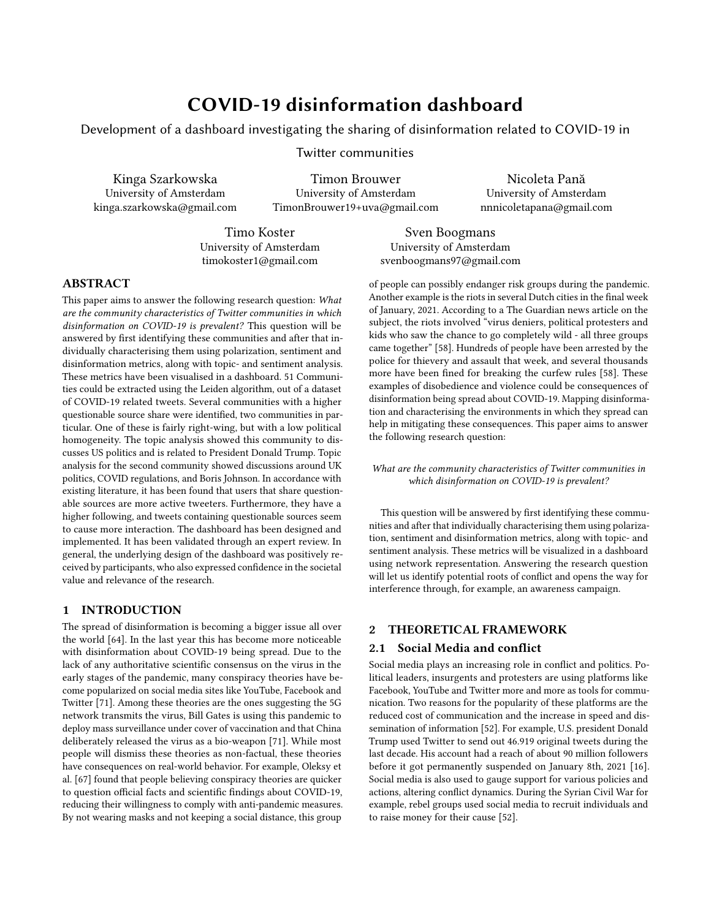# COVID-19 disinformation dashboard

Development of a dashboard investigating the sharing of disinformation related to COVID-19 in Twitter communities

Kinga Szarkowska
University of Amsterdam
kinga.szarkowska@gmail.com

Timon Brouwer
University of Amsterdam
TimonBrouwer19+uva@gmail.com

Nicoleta Pană
University of Amsterdam
nnnicoletapana@gmail.com

Timo Koster
University of Amsterdam
timokoster1@gmail.com

Sven Boogmans
University of Amsterdam
svenboogmans97@gmail.com

## ABSTRACT

This paper aims to answer the following research question: *What are the community characteristics of Twitter communities in which disinformation on COVID-19 is prevalent?* This question will be answered by first identifying these communities and after that individually characterising them using polarization, sentiment and disinformation metrics, along with topic- and sentiment analysis. These metrics have been visualised in a dashboard. 51 Communities could be extracted using the Leiden algorithm, out of a dataset of COVID-19 related tweets. Several communities with a higher questionable source share were identified, two communities in particular. One of these is fairly right-wing, but with a low political homogeneity. The topic analysis showed this community to discusses US politics and is related to President Donald Trump. Topic analysis for the second community showed discussions around UK politics, COVID regulations, and Boris Johnson. In accordance with existing literature, it has been found that users that share questionable sources are more active tweeters. Furthermore, they have a higher following, and tweets containing questionable sources seem to cause more interaction. The dashboard has been designed and implemented. It has been validated through an expert review. In general, the underlying design of the dashboard was positively received by participants, who also expressed confidence in the societal value and relevance of the research.

## 1 INTRODUCTION

The spread of disinformation is becoming a bigger issue all over the world [64]. In the last year this has become more noticeable with disinformation about COVID-19 being spread. Due to the lack of any authoritative scientific consensus on the virus in the early stages of the pandemic, many conspiracy theories have become popularized on social media sites like YouTube, Facebook and Twitter [71]. Among these theories are the ones suggesting the 5G network transmits the virus, Bill Gates is using this pandemic to deploy mass surveillance under cover of vaccination and that China deliberately released the virus as a bio-weapon [71]. While most people will dismiss these theories as non-factual, these theories have consequences on real-world behavior. For example, Oleksy et al. [67] found that people believing conspiracy theories are quicker to question official facts and scientific findings about COVID-19, reducing their willingness to comply with anti-pandemic measures. By not wearing masks and not keeping a social distance, this group of people can possibly endanger risk groups during the pandemic. Another example is the riots in several Dutch cities in the final week of January, 2021. According to a The Guardian news article on the subject, the riots involved "virus deniers, political protesters and kids who saw the chance to go completely wild - all three groups came together" [58]. Hundreds of people have been arrested by the police for thievery and assault that week, and several thousands more have been fined for breaking the curfew rules [58]. These examples of disobedience and violence could be consequences of disinformation being spread about COVID-19. Mapping disinformation and characterising the environments in which they spread can help in mitigating these consequences. This paper aims to answer the following research question:

*What are the community characteristics of Twitter communities in which disinformation on COVID-19 is prevalent?*

This question will be answered by first identifying these communities and after that individually characterising them using polarization, sentiment and disinformation metrics, along with topic- and sentiment analysis. These metrics will be visualized in a dashboard using network representation. Answering the research question will let us identify potential roots of conflict and opens the way for interference through, for example, an awareness campaign.

## 2 THEORETICAL FRAMEWORK

### 2.1 Social Media and conflict

Social media plays an increasing role in conflict and politics. Political leaders, insurgents and protesters are using platforms like Facebook, YouTube and Twitter more and more as tools for communication. Two reasons for the popularity of these platforms are the reduced cost of communication and the increase in speed and dissemination of information [52]. For example, U.S. president Donald Trump used Twitter to send out 46.919 original tweets during the last decade. His account had a reach of about 90 million followers before it got permanently suspended on January 8th, 2021 [16]. Social media is also used to gauge support for various policies and actions, altering conflict dynamics. During the Syrian Civil War for example, rebel groups used social media to recruit individuals and to raise money for their cause [52].